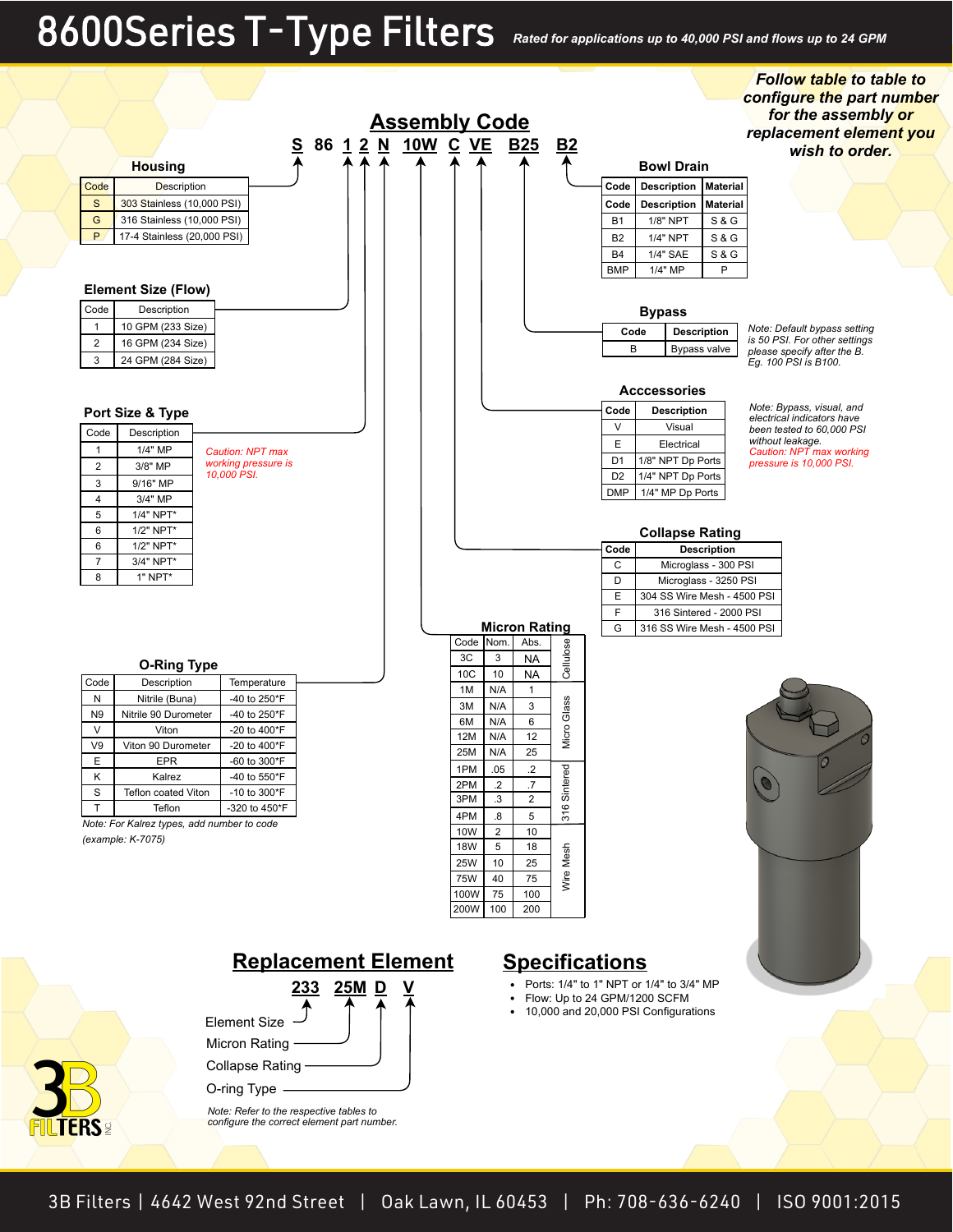# 8600Series T-Type Filters

***Rated for applications up to 40,000 PSI and flows up to 24 GPM***

***Follow table to table to configure the part number for the assembly or replacement element you wish to order.***

## Assembly Code

**S 86 1 2 N 10W C VE B25 B2**

### Housing

| Code | Description |
|---|---|
| S | 303 Stainless (10,000 PSI) |
| G | 316 Stainless (10,000 PSI) |
| P | 17-4 Stainless (20,000 PSI) |

### Element Size (Flow)

| Code | Description |
|---|---|
| 1 | 10 GPM (233 Size) |
| 2 | 16 GPM (234 Size) |
| 3 | 24 GPM (284 Size) |

### Port Size & Type

| Code | Description |
|---|---|
| 1 | 1/4" MP |
| 2 | 3/8" MP |
| 3 | 9/16" MP |
| 4 | 3/4" MP |
| 5 | 1/4" NPT* |
| 6 | 1/2" NPT* |
| 6 | 1/2" NPT* |
| 7 | 3/4" NPT* |
| 8 | 1" NPT* |

*Caution: NPT max working pressure is 10,000 PSI.*

### O-Ring Type

| Code | Description | Temperature |
|---|---|---|
| N | Nitrile (Buna) | -40 to 250°F |
| N9 | Nitrile 90 Durometer | -40 to 250°F |
| V | Viton | -20 to 400°F |
| V9 | Viton 90 Durometer | -20 to 400°F |
| E | EPR | -60 to 300°F |
| K | Kalrez | -40 to 550°F |
| S | Teflon coated Viton | -10 to 300°F |
| T | Teflon | -320 to 450°F |

*Note: For Kalrez types, add number to code (example: K-7075)*

### Bowl Drain

| Code | Description | Material |
|---|---|---|
| B1 | 1/8" NPT | S & G |
| B2 | 1/4" NPT | S & G |
| B4 | 1/4" SAE | S & G |
| BMP | 1/4" MP | P |

### Bypass

| Code | Description |
|---|---|
| B | Bypass valve |

*Note: Default bypass setting is 50 PSI. For other settings please specify after the B. Eg. 100 PSI is B100.*

### Acccessories

| Code | Description |
|---|---|
| V | Visual |
| E | Electrical |
| D1 | 1/8" NPT Dp Ports |
| D2 | 1/4" NPT Dp Ports |
| DMP | 1/4" MP Dp Ports |

*Note: Bypass, visual, and electrical indicators have been tested to 60,000 PSI without leakage.*
*Caution: NPT max working pressure is 10,000 PSI.*

### Collapse Rating

| Code | Description |
|---|---|
| C | Microglass - 300 PSI |
| D | Microglass - 3250 PSI |
| E | 304 SS Wire Mesh - 4500 PSI |
| F | 316 Sintered - 2000 PSI |
| G | 316 SS Wire Mesh - 4500 PSI |

### Micron Rating

| Code | Nom. | Abs. | Media |
|---|---|---|---|
| 3C | 3 | NA | Cellulose |
| 10C | 10 | NA | Cellulose |
| 1M | N/A | 1 | Micro Glass |
| 3M | N/A | 3 | Micro Glass |
| 6M | N/A | 6 | Micro Glass |
| 12M | N/A | 12 | Micro Glass |
| 25M | N/A | 25 | Micro Glass |
| 1PM | .05 | .2 | 316 Sintered |
| 2PM | .2 | .7 | 316 Sintered |
| 3PM | .3 | 2 | 316 Sintered |
| 4PM | .8 | 5 | 316 Sintered |
| 10W | 2 | 10 | Wire Mesh |
| 18W | 5 | 18 | Wire Mesh |
| 25W | 10 | 25 | Wire Mesh |
| 75W | 40 | 75 | Wire Mesh |
| 100W | 75 | 100 | Wire Mesh |
| 200W | 100 | 200 | Wire Mesh |

## Replacement Element

**233 25M D V**

- Element Size
- Micron Rating
- Collapse Rating
- O-ring Type

*Note: Refer to the respective tables to configure the correct element part number.*

## Specifications

- Ports: 1/4" to 1" NPT or 1/4" to 3/4" MP
- Flow: Up to 24 GPM/1200 SCFM
- 10,000 and 20,000 PSI Configurations

3B Filters | 4642 West 92nd Street | Oak Lawn, IL 60453 | Ph: 708-636-6240 | ISO 9001:2015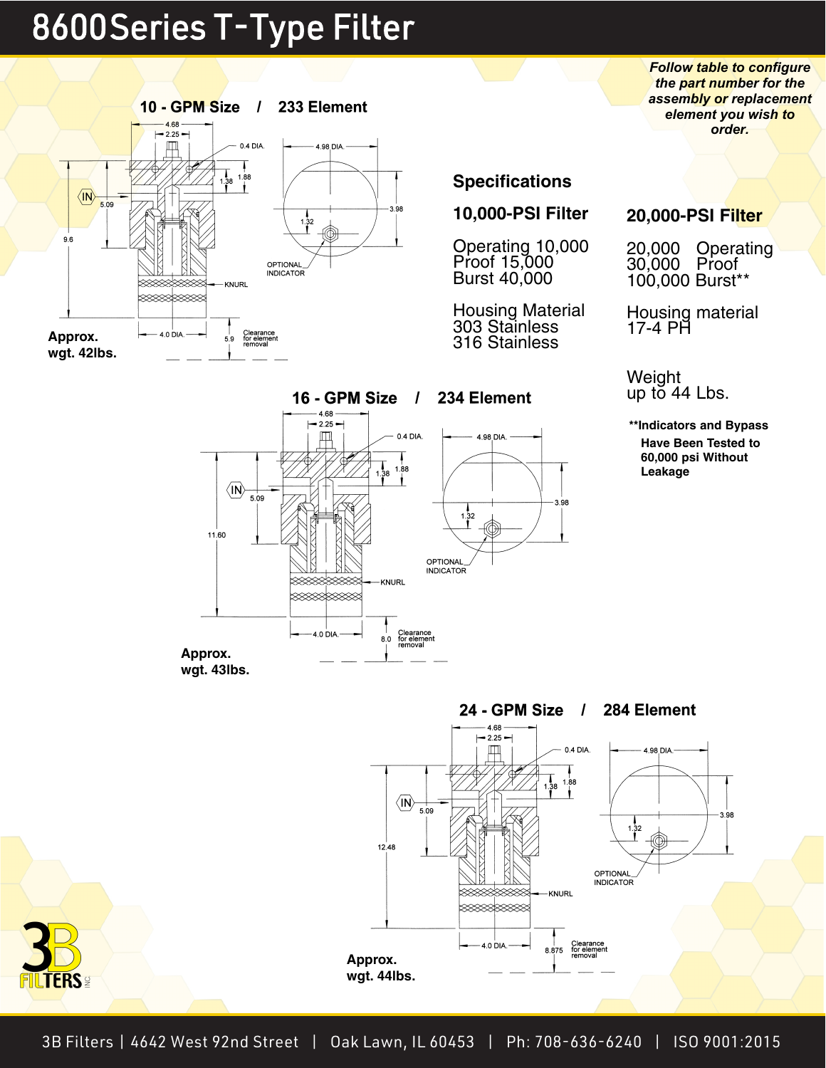# 8600 Series T-Type Filter

***Follow table to configure the part number for the assembly or replacement element you wish to order.***

## 10 - GPM Size / 233 Element

4.68
2.25
0.4 DIA.
4.98 DIA.
IN
5.09
1.38
1.88
3.98
1.32
9.6
OPTIONAL INDICATOR
KNURL
4.0 DIA.
5.9
Clearance for element removal

**Approx. wgt. 42lbs.**

## Specifications

### 10,000-PSI Filter

Operating 10,000
Proof 15,000
Burst 40,000

Housing Material
303 Stainless
316 Stainless

### 20,000-PSI Filter

20,000 Operating
30,000 Proof
100,000 Burst**

Housing material
17-4 PH

Weight
up to 44 Lbs.

****Indicators and Bypass Have Been Tested to 60,000 psi Without Leakage**

## 16 - GPM Size / 234 Element

4.68
2.25
0.4 DIA.
4.98 DIA.
IN
5.09
1.38
1.88
3.98
1.32
11.60
OPTIONAL INDICATOR
KNURL
4.0 DIA.
8.0
Clearance for element removal

**Approx. wgt. 43lbs.**

## 24 - GPM Size / 284 Element

4.68
2.25
0.4 DIA.
4.98 DIA.
IN
5.09
1.38
1.88
3.98
1.32
12.48
OPTIONAL INDICATOR
KNURL
4.0 DIA.
8.875
Clearance for element removal

**Approx. wgt. 44lbs.**

3B FILTERS INC.

3B Filters | 4642 West 92nd Street | Oak Lawn, IL 60453 | Ph: 708-636-6240 | ISO 9001:2015